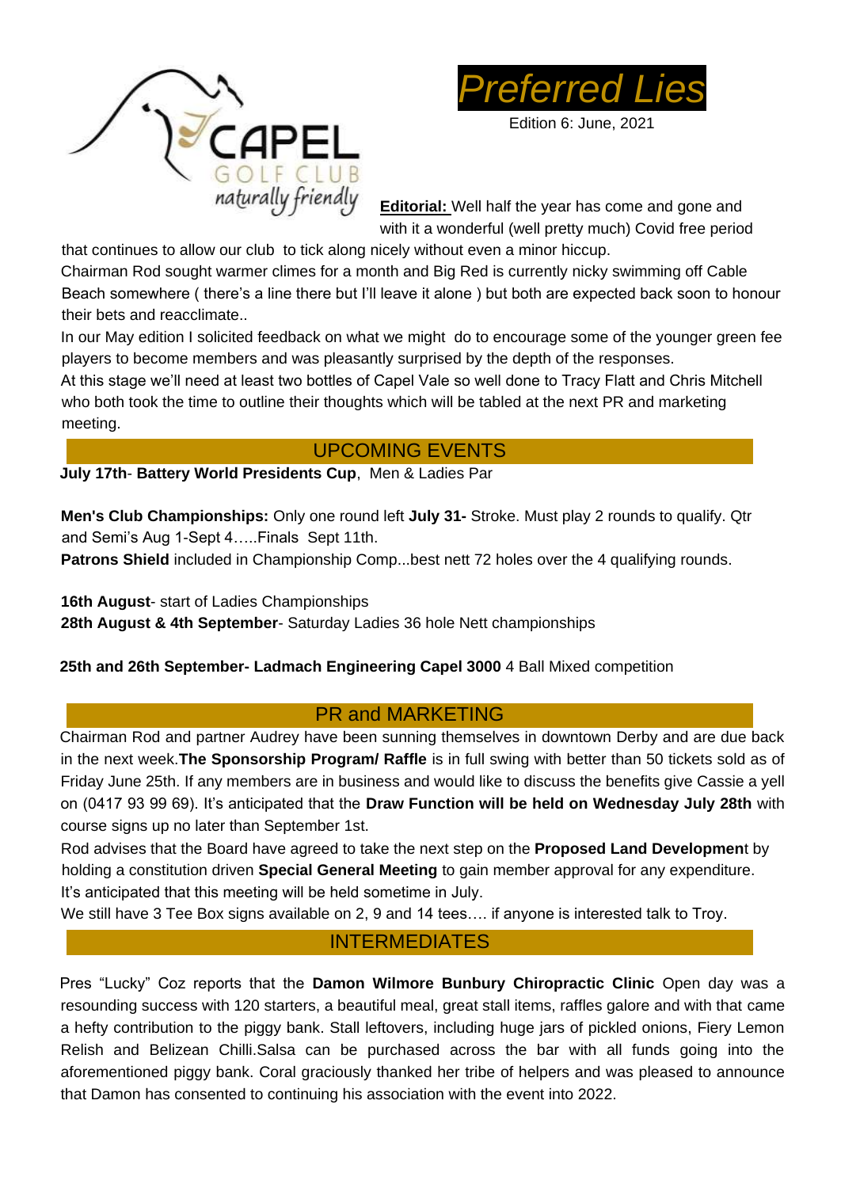CAPEL GOLF CLUB
*naturally friendly*

# *Preferred Lies*

Edition 6: June, 2021

**Editorial:** Well half the year has come and gone and with it a wonderful (well pretty much) Covid free period that continues to allow our club to tick along nicely without even a minor hiccup.

Chairman Rod sought warmer climes for a month and Big Red is currently nicky swimming off Cable Beach somewhere ( there's a line there but I'll leave it alone ) but both are expected back soon to honour their bets and reacclimate..

In our May edition I solicited feedback on what we might do to encourage some of the younger green fee players to become members and was pleasantly surprised by the depth of the responses.

At this stage we'll need at least two bottles of Capel Vale so well done to Tracy Flatt and Chris Mitchell who both took the time to outline their thoughts which will be tabled at the next PR and marketing meeting.

## UPCOMING EVENTS

**July 17th**- **Battery World Presidents Cup**, Men & Ladies Par

**Men's Club Championships:** Only one round left **July 31-** Stroke. Must play 2 rounds to qualify. Qtr and Semi's Aug 1-Sept 4…..Finals Sept 11th.

**Patrons Shield** included in Championship Comp...best nett 72 holes over the 4 qualifying rounds.

**16th August**- start of Ladies Championships

**28th August & 4th September**- Saturday Ladies 36 hole Nett championships

**25th and 26th September- Ladmach Engineering Capel 3000** 4 Ball Mixed competition

## PR and MARKETING

Chairman Rod and partner Audrey have been sunning themselves in downtown Derby and are due back in the next week.**The Sponsorship Program/ Raffle** is in full swing with better than 50 tickets sold as of Friday June 25th. If any members are in business and would like to discuss the benefits give Cassie a yell on (0417 93 99 69). It's anticipated that the **Draw Function will be held on Wednesday July 28th** with course signs up no later than September 1st.

Rod advises that the Board have agreed to take the next step on the **Proposed Land Development** by holding a constitution driven **Special General Meeting** to gain member approval for any expenditure. It's anticipated that this meeting will be held sometime in July.

We still have 3 Tee Box signs available on 2, 9 and 14 tees…. if anyone is interested talk to Troy.

## INTERMEDIATES

Pres "Lucky" Coz reports that the **Damon Wilmore Bunbury Chiropractic Clinic** Open day was a resounding success with 120 starters, a beautiful meal, great stall items, raffles galore and with that came a hefty contribution to the piggy bank. Stall leftovers, including huge jars of pickled onions, Fiery Lemon Relish and Belizean Chilli.Salsa can be purchased across the bar with all funds going into the aforementioned piggy bank. Coral graciously thanked her tribe of helpers and was pleased to announce that Damon has consented to continuing his association with the event into 2022.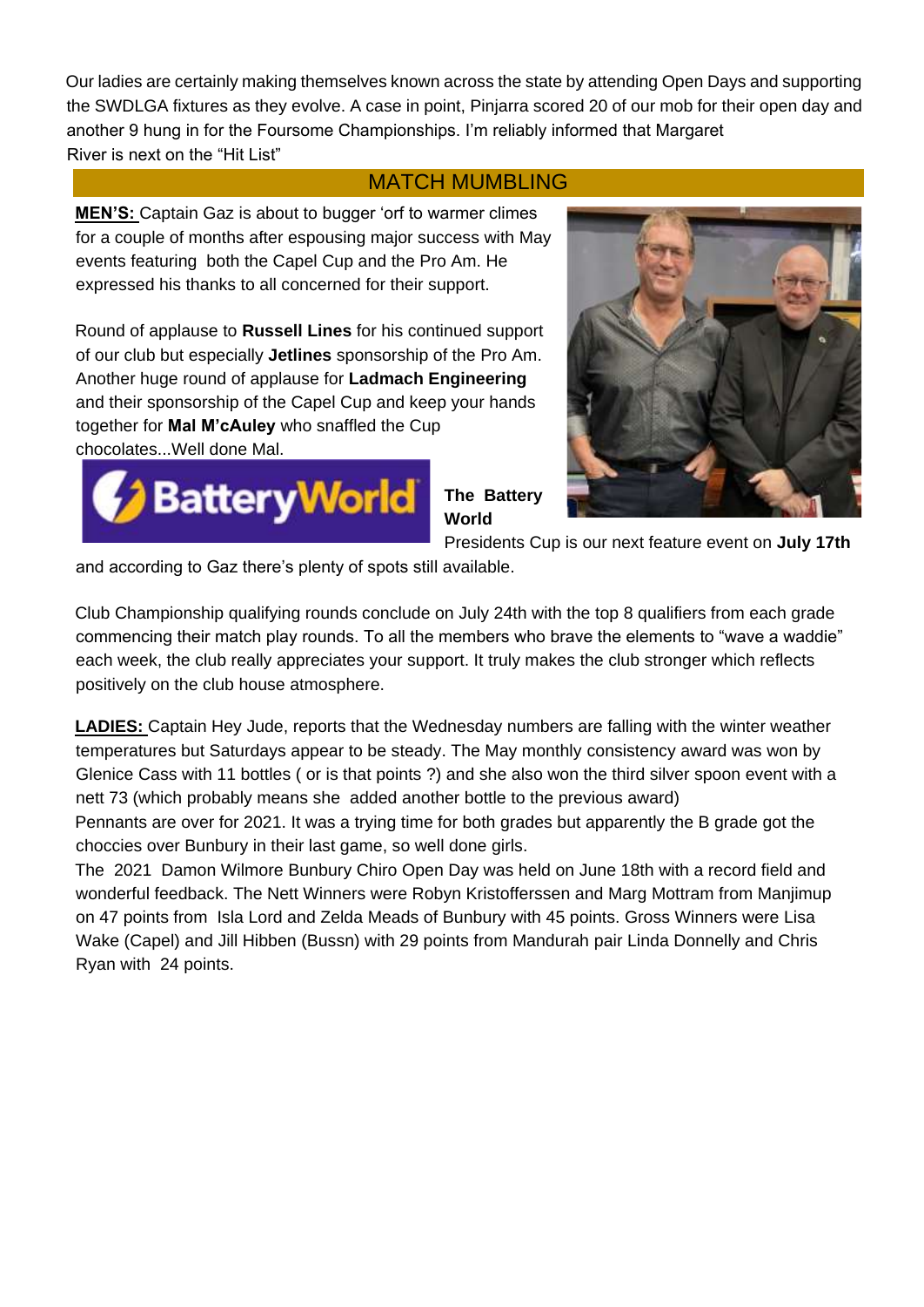Our ladies are certainly making themselves known across the state by attending Open Days and supporting the SWDLGA fixtures as they evolve. A case in point, Pinjarra scored 20 of our mob for their open day and another 9 hung in for the Foursome Championships. I'm reliably informed that Margaret River is next on the "Hit List"

## MATCH MUMBLING

**MEN'S:** Captain Gaz is about to bugger 'orf to warmer climes for a couple of months after espousing major success with May events featuring both the Capel Cup and the Pro Am. He expressed his thanks to all concerned for their support.

Round of applause to **Russell Lines** for his continued support of our club but especially **Jetlines** sponsorship of the Pro Am. Another huge round of applause for **Ladmach Engineering** and their sponsorship of the Capel Cup and keep your hands together for **Mal M'cAuley** who snaffled the Cup chocolates...Well done Mal.

**The Battery World** Presidents Cup is our next feature event on **July 17th** and according to Gaz there's plenty of spots still available.

Club Championship qualifying rounds conclude on July 24th with the top 8 qualifiers from each grade commencing their match play rounds. To all the members who brave the elements to "wave a waddie" each week, the club really appreciates your support. It truly makes the club stronger which reflects positively on the club house atmosphere.

**LADIES:** Captain Hey Jude, reports that the Wednesday numbers are falling with the winter weather temperatures but Saturdays appear to be steady. The May monthly consistency award was won by Glenice Cass with 11 bottles ( or is that points ?) and she also won the third silver spoon event with a nett 73 (which probably means she added another bottle to the previous award)

Pennants are over for 2021. It was a trying time for both grades but apparently the B grade got the choccies over Bunbury in their last game, so well done girls.

The 2021 Damon Wilmore Bunbury Chiro Open Day was held on June 18th with a record field and wonderful feedback. The Nett Winners were Robyn Kristofferssen and Marg Mottram from Manjimup on 47 points from Isla Lord and Zelda Meads of Bunbury with 45 points. Gross Winners were Lisa Wake (Capel) and Jill Hibben (Bussn) with 29 points from Mandurah pair Linda Donnelly and Chris Ryan with 24 points.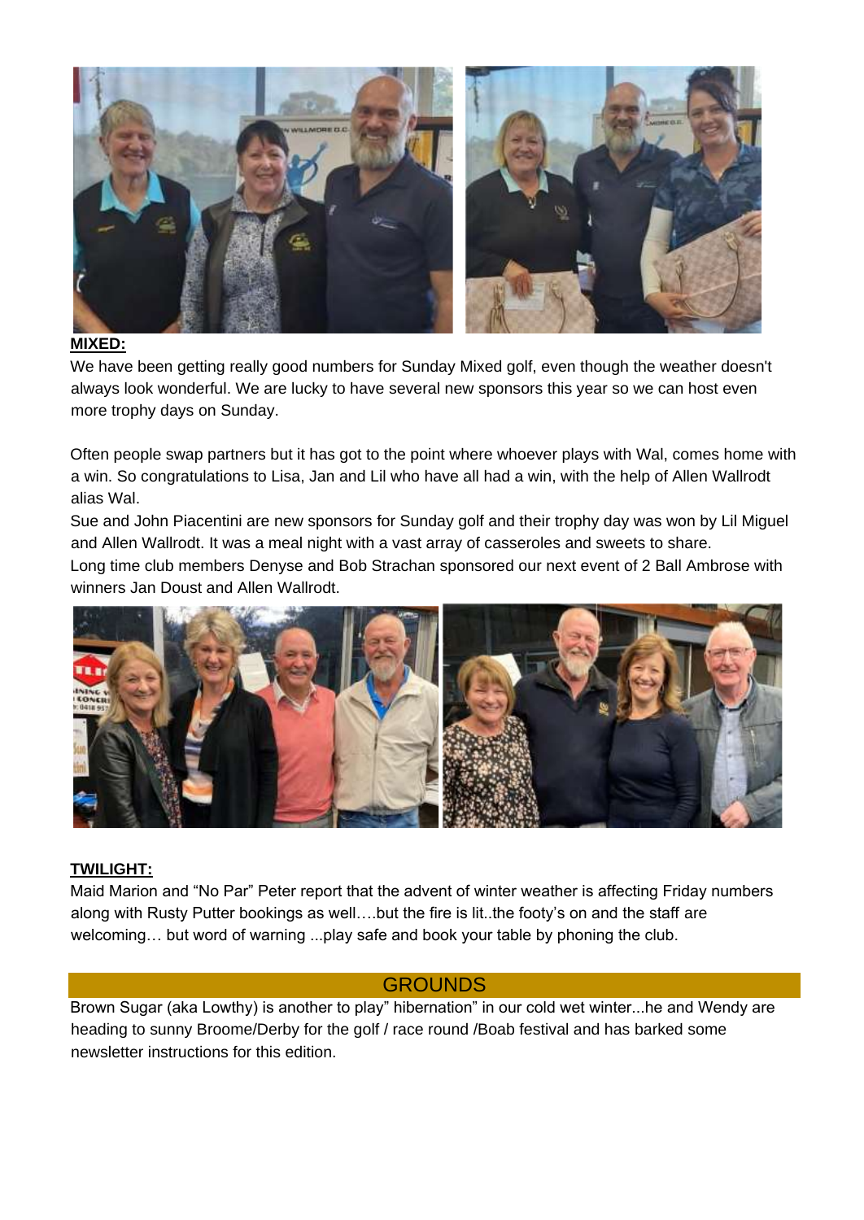**MIXED:**

We have been getting really good numbers for Sunday Mixed golf, even though the weather doesn't always look wonderful. We are lucky to have several new sponsors this year so we can host even more trophy days on Sunday.

Often people swap partners but it has got to the point where whoever plays with Wal, comes home with a win. So congratulations to Lisa, Jan and Lil who have all had a win, with the help of Allen Wallrodt alias Wal.

Sue and John Piacentini are new sponsors for Sunday golf and their trophy day was won by Lil Miguel and Allen Wallrodt. It was a meal night with a vast array of casseroles and sweets to share.

Long time club members Denyse and Bob Strachan sponsored our next event of 2 Ball Ambrose with winners Jan Doust and Allen Wallrodt.

**TWILIGHT:**

Maid Marion and "No Par" Peter report that the advent of winter weather is affecting Friday numbers along with Rusty Putter bookings as well….but the fire is lit..the footy's on and the staff are welcoming… but word of warning ...play safe and book your table by phoning the club.

## GROUNDS

Brown Sugar (aka Lowthy) is another to play" hibernation" in our cold wet winter...he and Wendy are heading to sunny Broome/Derby for the golf / race round /Boab festival and has barked some newsletter instructions for this edition.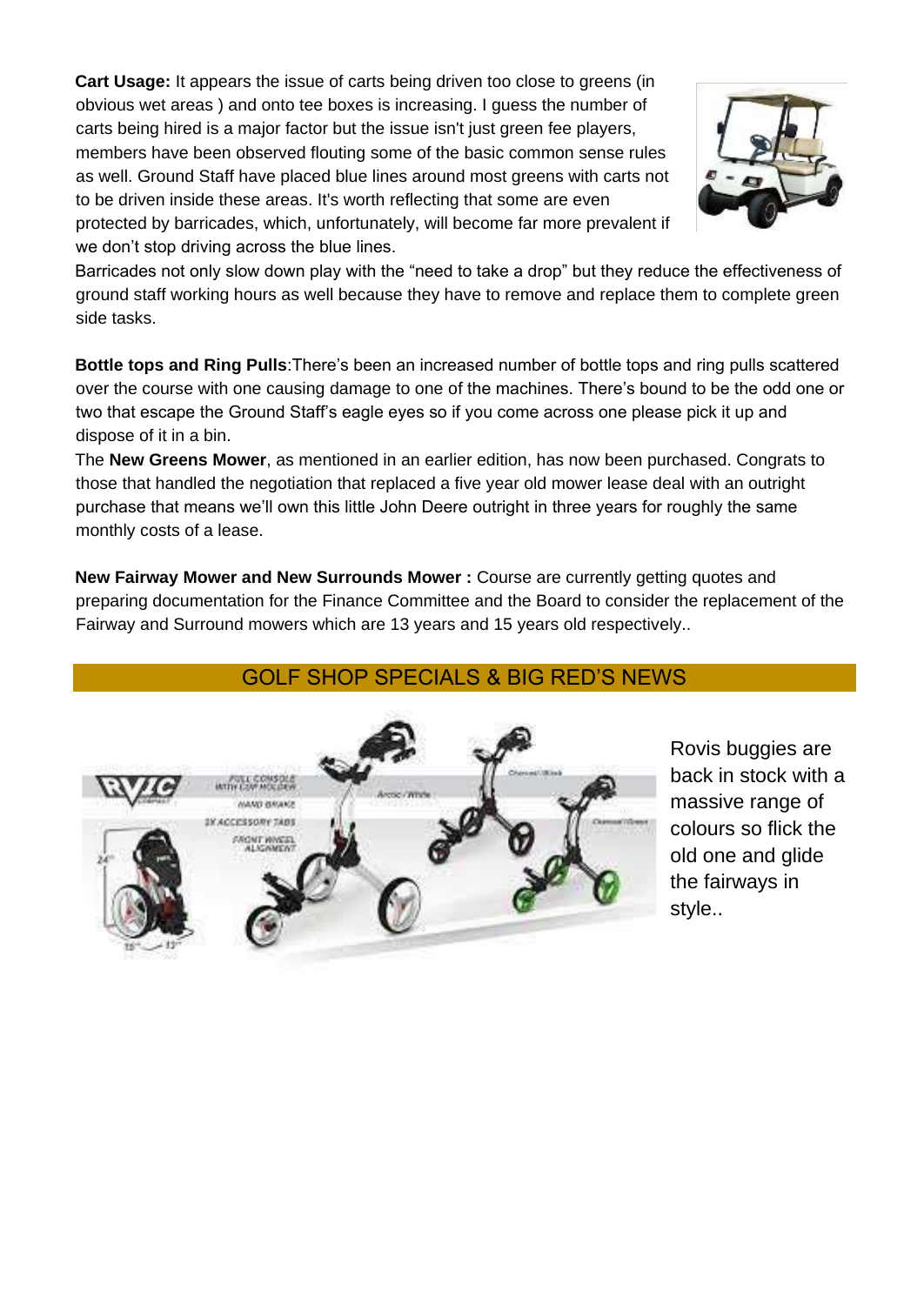**Cart Usage:** It appears the issue of carts being driven too close to greens (in obvious wet areas ) and onto tee boxes is increasing. I guess the number of carts being hired is a major factor but the issue isn't just green fee players, members have been observed flouting some of the basic common sense rules as well. Ground Staff have placed blue lines around most greens with carts not to be driven inside these areas. It's worth reflecting that some are even protected by barricades, which, unfortunately, will become far more prevalent if we don't stop driving across the blue lines.

Barricades not only slow down play with the "need to take a drop" but they reduce the effectiveness of ground staff working hours as well because they have to remove and replace them to complete green side tasks.

**Bottle tops and Ring Pulls**:There's been an increased number of bottle tops and ring pulls scattered over the course with one causing damage to one of the machines. There's bound to be the odd one or two that escape the Ground Staff's eagle eyes so if you come across one please pick it up and dispose of it in a bin.

The **New Greens Mower**, as mentioned in an earlier edition, has now been purchased. Congrats to those that handled the negotiation that replaced a five year old mower lease deal with an outright purchase that means we'll own this little John Deere outright in three years for roughly the same monthly costs of a lease.

**New Fairway Mower and New Surrounds Mower :** Course are currently getting quotes and preparing documentation for the Finance Committee and the Board to consider the replacement of the Fairway and Surround mowers which are 13 years and 15 years old respectively..

## GOLF SHOP SPECIALS & BIG RED'S NEWS

Rovis buggies are back in stock with a massive range of colours so flick the old one and glide the fairways in style..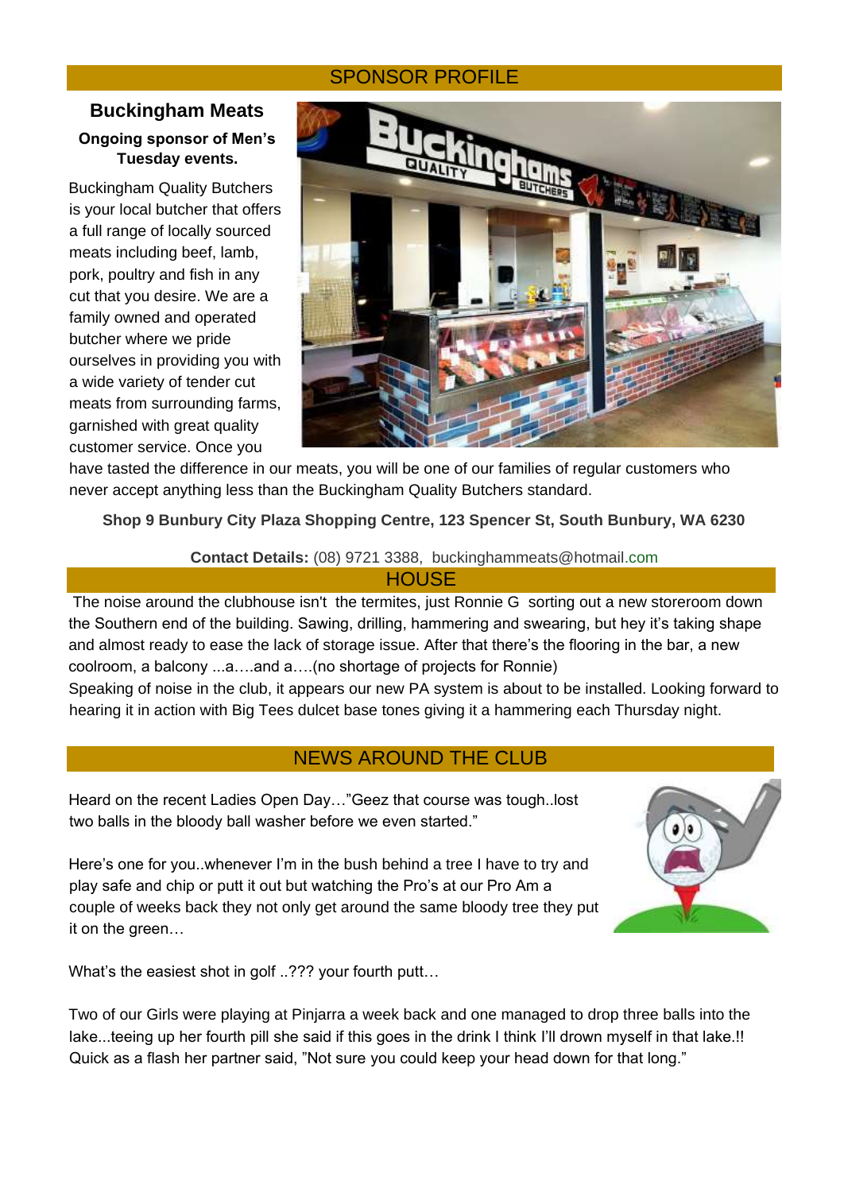## SPONSOR PROFILE

### Buckingham Meats

**Ongoing sponsor of Men's Tuesday events.**

Buckingham Quality Butchers is your local butcher that offers a full range of locally sourced meats including beef, lamb, pork, poultry and fish in any cut that you desire. We are a family owned and operated butcher where we pride ourselves in providing you with a wide variety of tender cut meats from surrounding farms, garnished with great quality customer service. Once you have tasted the difference in our meats, you will be one of our families of regular customers who never accept anything less than the Buckingham Quality Butchers standard.

**Shop 9 Bunbury City Plaza Shopping Centre, 123 Spencer St, South Bunbury, WA 6230**

**Contact Details:** (08) 9721 3388, buckinghammeats@hotmail.com

## HOUSE

The noise around the clubhouse isn't the termites, just Ronnie G sorting out a new storeroom down the Southern end of the building. Sawing, drilling, hammering and swearing, but hey it's taking shape and almost ready to ease the lack of storage issue. After that there's the flooring in the bar, a new coolroom, a balcony ...a….and a….(no shortage of projects for Ronnie)

Speaking of noise in the club, it appears our new PA system is about to be installed. Looking forward to hearing it in action with Big Tees dulcet base tones giving it a hammering each Thursday night.

## NEWS AROUND THE CLUB

Heard on the recent Ladies Open Day…"Geez that course was tough..lost two balls in the bloody ball washer before we even started."

Here's one for you..whenever I'm in the bush behind a tree I have to try and play safe and chip or putt it out but watching the Pro's at our Pro Am a couple of weeks back they not only get around the same bloody tree they put it on the green…

What's the easiest shot in golf ..??? your fourth putt…

Two of our Girls were playing at Pinjarra a week back and one managed to drop three balls into the lake...teeing up her fourth pill she said if this goes in the drink I think I'll drown myself in that lake.!! Quick as a flash her partner said, "Not sure you could keep your head down for that long."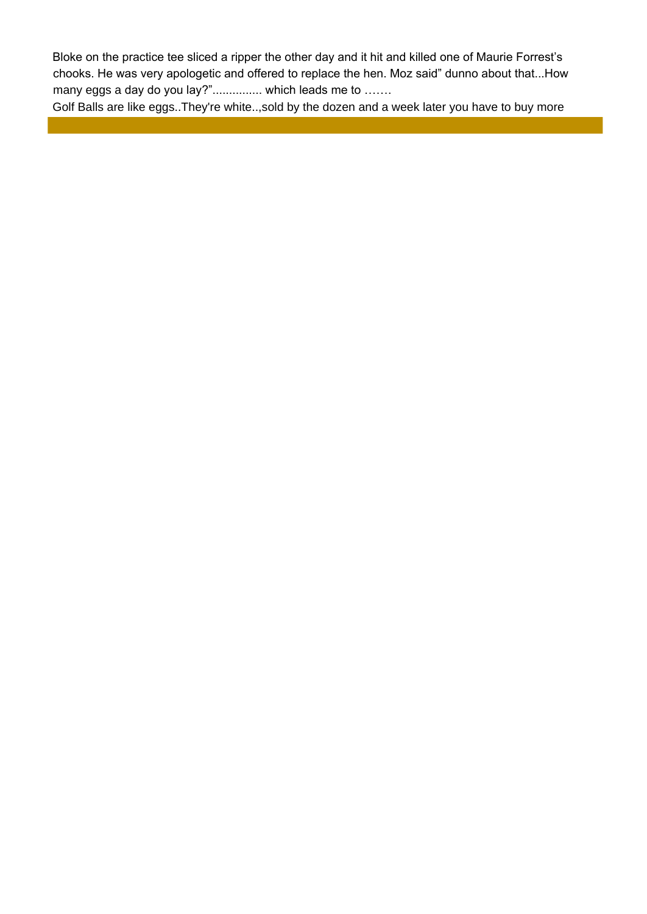Bloke on the practice tee sliced a ripper the other day and it hit and killed one of Maurie Forrest's chooks. He was very apologetic and offered to replace the hen. Moz said" dunno about that...How many eggs a day do you lay?"............... which leads me to …….

Golf Balls are like eggs..They're white..,sold by the dozen and a week later you have to buy more